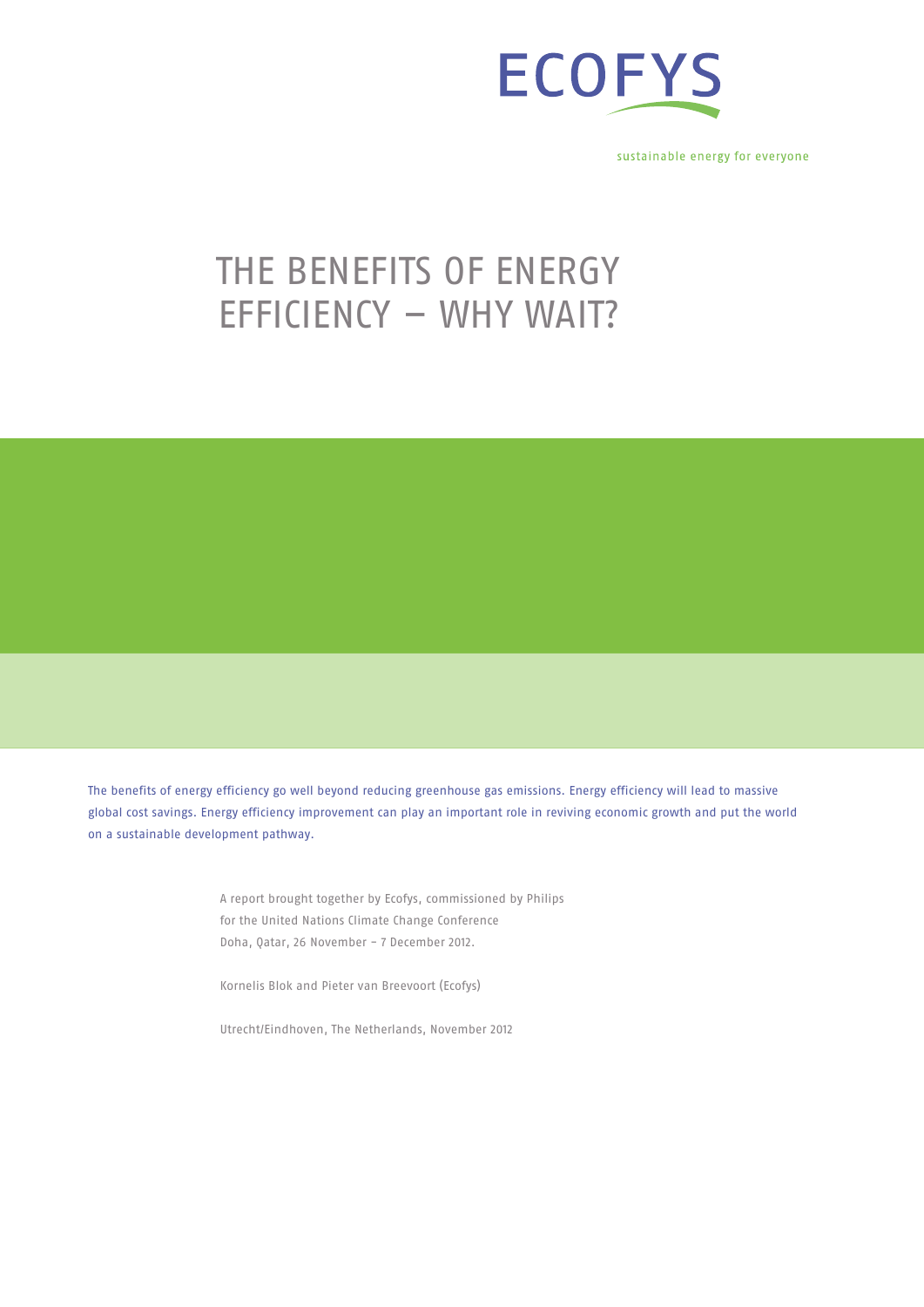ECOFYS

sustainable energy for everyone

# THE BENEFITS OF ENERGY EFFICIENCY – WHY WAIT?

The benefits of energy efficiency go well beyond reducing greenhouse gas emissions. Energy efficiency will lead to massive global cost savings. Energy efficiency improvement can play an important role in reviving economic growth and put the world on a sustainable development pathway.

A report brought together by Ecofys, commissioned by Philips for the United Nations Climate Change Conference Doha, Qatar, 26 November – 7 December 2012.

Kornelis Blok and Pieter van Breevoort (Ecofys)

Utrecht/Eindhoven, The Netherlands, November 2012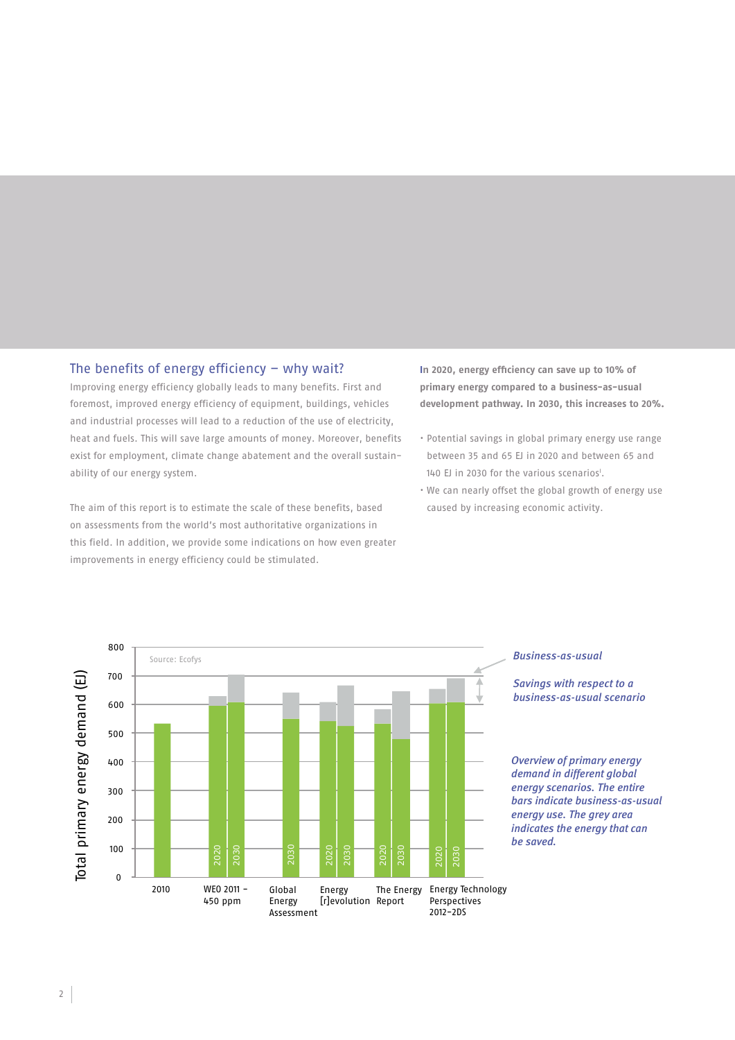## The benefits of energy efficiency – why wait?

Improving energy efficiency globally leads to many benefits. First and foremost, improved energy efficiency of equipment, buildings, vehicles and industrial processes will lead to a reduction of the use of electricity, heat and fuels. This will save large amounts of money. Moreover, benefits exist for employment, climate change abatement and the overall sustainability of our energy system.

The aim of this report is to estimate the scale of these benefits, based on assessments from the world's most authoritative organizations in this field. In addition, we provide some indications on how even greater improvements in energy efficiency could be stimulated.

**In 2020, energy efficiency can save up to 10% of primary energy compared to a business-as-usual development pathway. In 2030, this increases to 20%.**

- Potential savings in global primary energy use range between 35 and 65 EJ in 2020 and between 65 and 140 EJ in 2030 for the various scenarios[i].
- We can nearly offset the global growth of energy use caused by increasing economic activity.

Total primary energy demand (EJ)

Source: Ecofys

| Scenario | Year | Primary energy demand (green, approx. EJ) | Business-as-usual (entire bar, approx. EJ) |
|---|---|---|---|
| 2010 | 2010 | 535 | 535 |
| WEO 2011 – 450 ppm | 2020 | 595 | 630 |
| WEO 2011 – 450 ppm | 2030 | 605 | 705 |
| Global Energy Assessment | 2030 | 550 | 640 |
| Energy [r]evolution | 2020 | 545 | 610 |
| Energy [r]evolution | 2030 | 525 | 665 |
| The Energy Report | 2020 | 535 | 585 |
| The Energy Report | 2030 | 480 | 645 |
| Energy Technology Perspectives 2012–2DS | 2020 | 600 | 655 |
| Energy Technology Perspectives 2012–2DS | 2030 | 605 | 690 |

*Business-as-usual*

*Savings with respect to a business-as-usual scenario*

*Overview of primary energy demand in different global energy scenarios. The entire bars indicate business-as-usual energy use. The grey area indicates the energy that can be saved.*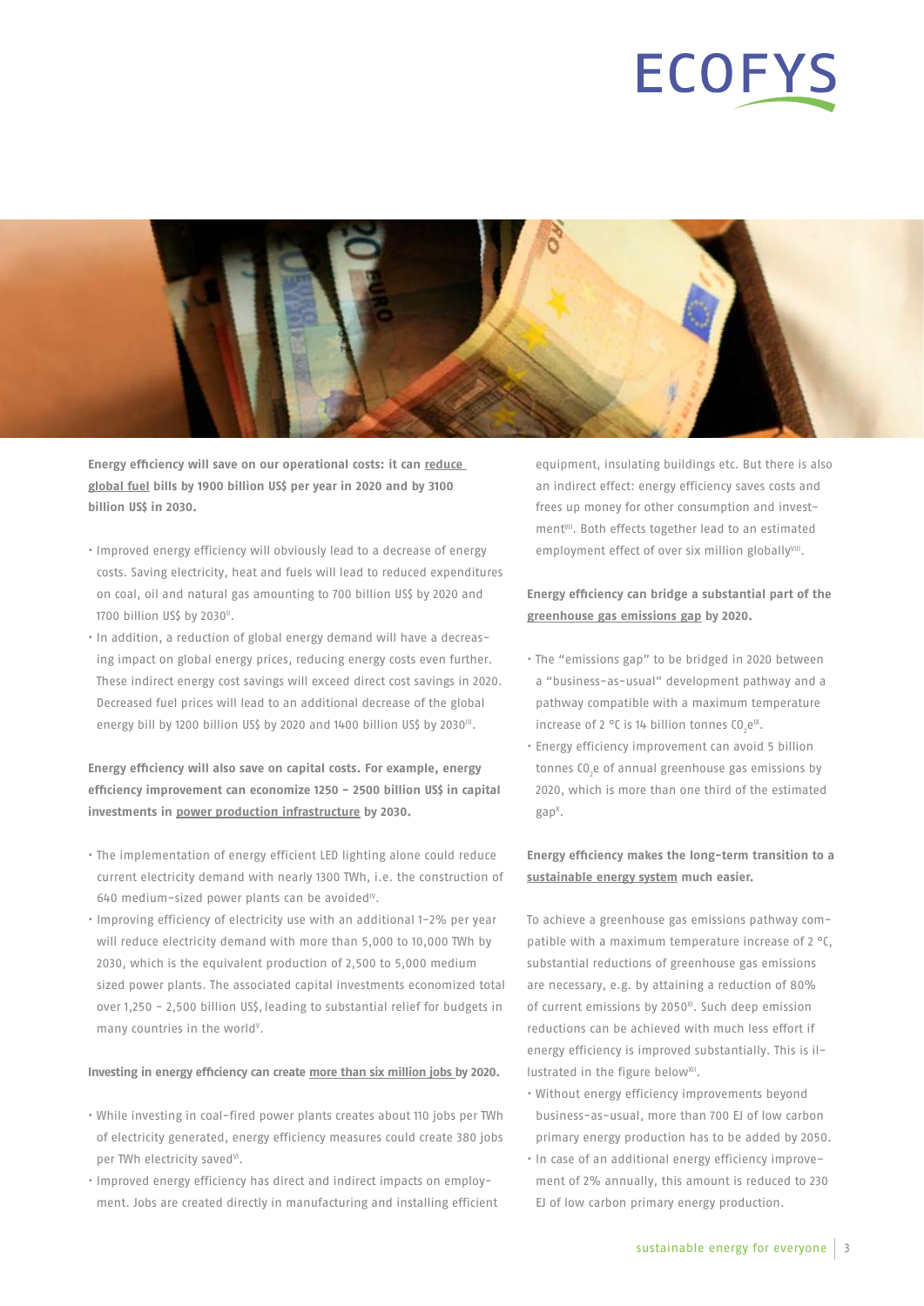**Energy efficiency will save on our operational costs: it can reduce global fuel bills by 1900 billion US$ per year in 2020 and by 3100 billion US$ in 2030.**

- Improved energy efficiency will obviously lead to a decrease of energy costs. Saving electricity, heat and fuels will lead to reduced expenditures on coal, oil and natural gas amounting to 700 billion US$ by 2020 and 1700 billion US$ by 2030[II].
- In addition, a reduction of global energy demand will have a decreasing impact on global energy prices, reducing energy costs even further. These indirect energy cost savings will exceed direct cost savings in 2020. Decreased fuel prices will lead to an additional decrease of the global energy bill by 1200 billion US$ by 2020 and 1400 billion US$ by 2030[III].

**Energy efficiency will also save on capital costs. For example, energy efficiency improvement can economize 1250 – 2500 billion US$ in capital investments in power production infrastructure by 2030.**

- The implementation of energy efficient LED lighting alone could reduce current electricity demand with nearly 1300 TWh, i.e. the construction of 640 medium-sized power plants can be avoided[IV].
- Improving efficiency of electricity use with an additional 1-2% per year will reduce electricity demand with more than 5,000 to 10,000 TWh by 2030, which is the equivalent production of 2,500 to 5,000 medium sized power plants. The associated capital investments economized total over 1,250 – 2,500 billion US$, leading to substantial relief for budgets in many countries in the world[V].

**Investing in energy efficiency can create more than six million jobs by 2020.**

- While investing in coal-fired power plants creates about 110 jobs per TWh of electricity generated, energy efficiency measures could create 380 jobs per TWh electricity saved[VI].
- Improved energy efficiency has direct and indirect impacts on employment. Jobs are created directly in manufacturing and installing efficient equipment, insulating buildings etc. But there is also an indirect effect: energy efficiency saves costs and frees up money for other consumption and investment[VII]. Both effects together lead to an estimated employment effect of over six million globally[VIII].

**Energy efficiency can bridge a substantial part of the greenhouse gas emissions gap by 2020.**

- The "emissions gap" to be bridged in 2020 between a "business-as-usual" development pathway and a pathway compatible with a maximum temperature increase of 2 °C is 14 billion tonnes $CO_2e$[IX].
- Energy efficiency improvement can avoid 5 billion tonnes $CO_2e$ of annual greenhouse gas emissions by 2020, which is more than one third of the estimated gap[X].

**Energy efficiency makes the long-term transition to a sustainable energy system much easier.**

To achieve a greenhouse gas emissions pathway compatible with a maximum temperature increase of 2 °C, substantial reductions of greenhouse gas emissions are necessary, e.g. by attaining a reduction of 80% of current emissions by 2050[XI]. Such deep emission reductions can be achieved with much less effort if energy efficiency is improved substantially. This is illustrated in the figure below[XII].

- Without energy efficiency improvements beyond business-as-usual, more than 700 EJ of low carbon primary energy production has to be added by 2050.
- In case of an additional energy efficiency improvement of 2% annually, this amount is reduced to 230 EJ of low carbon primary energy production.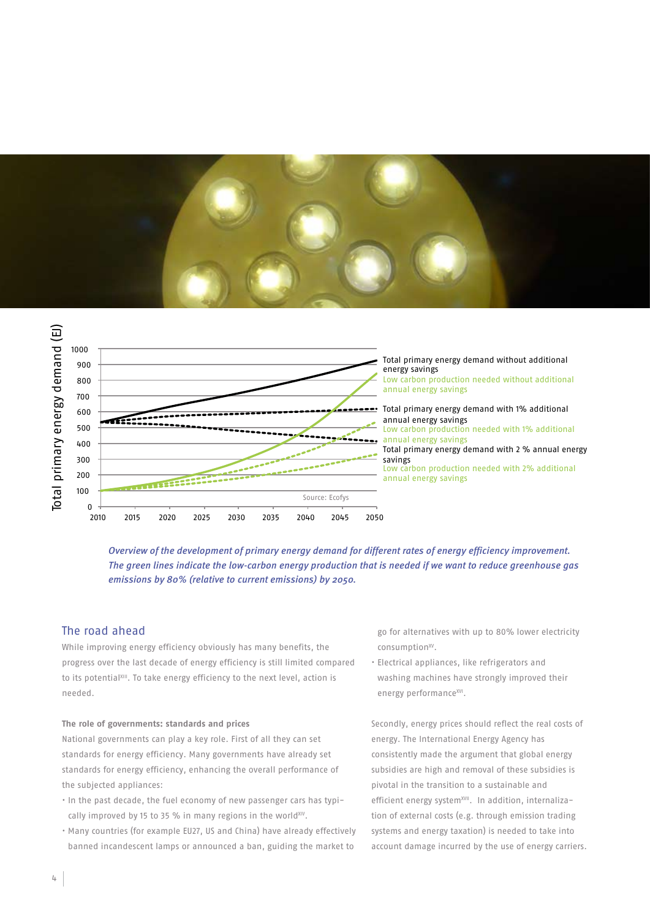Overview of the development of primary energy demand for different rates of energy efficiency improvement. The green lines indicate the low-carbon energy production that is needed if we want to reduce greenhouse gas emissions by 80% (relative to current emissions) by 2050.

## The road ahead

While improving energy efficiency obviously has many benefits, the progress over the last decade of energy efficiency is still limited compared to its potential[XIII]. To take energy efficiency to the next level, action is needed.

### The role of governments: standards and prices

National governments can play a key role. First of all they can set standards for energy efficiency. Many governments have already set standards for energy efficiency, enhancing the overall performance of the subjected appliances:

- In the past decade, the fuel economy of new passenger cars has typically improved by 15 to 35 % in many regions in the world[XIV].
- Many countries (for example EU27, US and China) have already effectively banned incandescent lamps or announced a ban, guiding the market to go for alternatives with up to 80% lower electricity consumption[XV].
- Electrical appliances, like refrigerators and washing machines have strongly improved their energy performance[XVI].

Secondly, energy prices should reflect the real costs of energy. The International Energy Agency has consistently made the argument that global energy subsidies are high and removal of these subsidies is pivotal in the transition to a sustainable and efficient energy system[XVII]. In addition, internalization of external costs (e.g. through emission trading systems and energy taxation) is needed to take into account damage incurred by the use of energy carriers.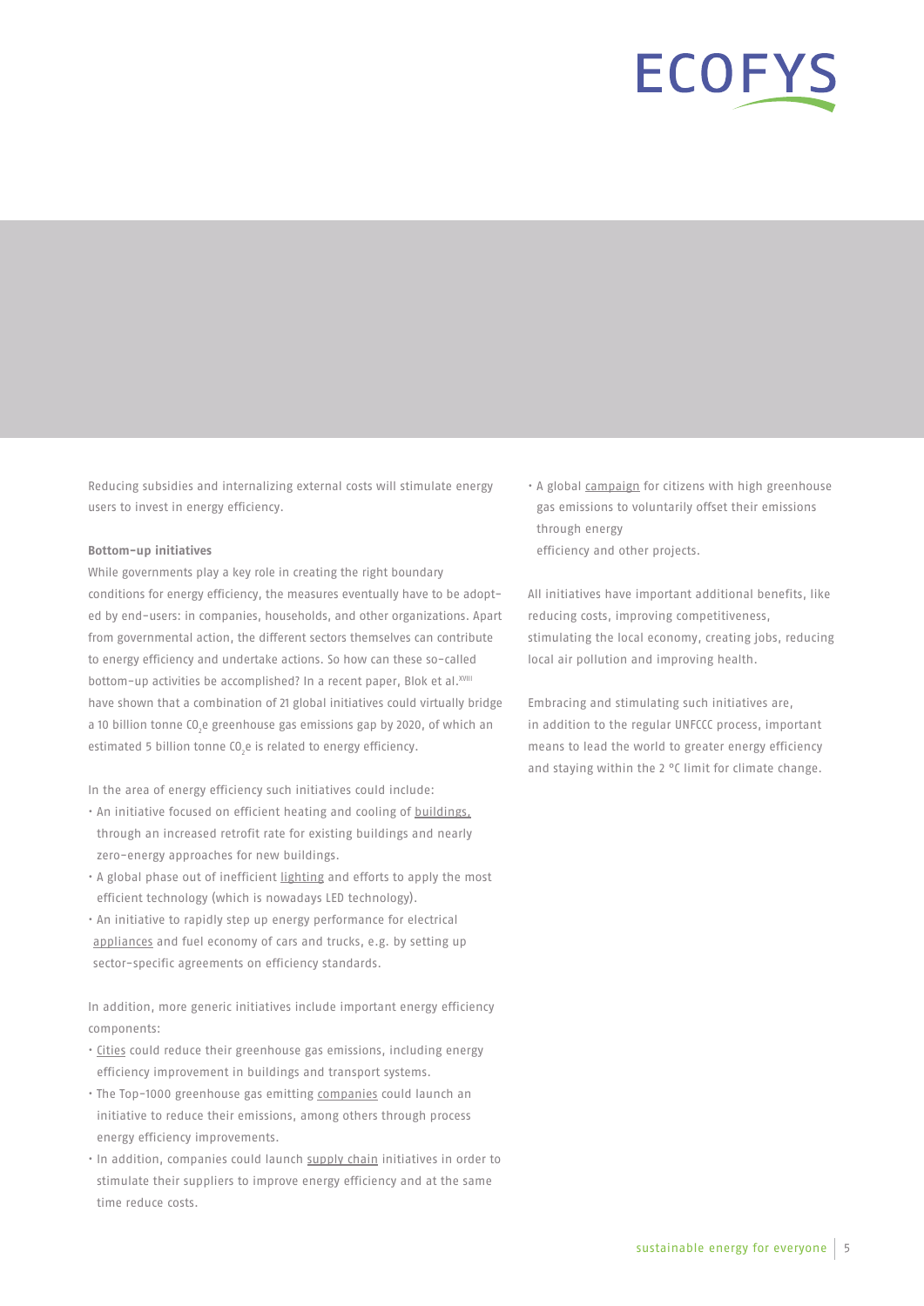Reducing subsidies and internalizing external costs will stimulate energy users to invest in energy efficiency.

**Bottom-up initiatives**

While governments play a key role in creating the right boundary conditions for energy efficiency, the measures eventually have to be adopted by end-users: in companies, households, and other organizations. Apart from governmental action, the different sectors themselves can contribute to energy efficiency and undertake actions. So how can these so-called bottom-up activities be accomplished? In a recent paper, Blok et al.[XVIII] have shown that a combination of 21 global initiatives could virtually bridge a 10 billion tonne $CO_2e$ greenhouse gas emissions gap by 2020, of which an estimated 5 billion tonne $CO_2e$ is related to energy efficiency.

In the area of energy efficiency such initiatives could include:

- An initiative focused on efficient heating and cooling of buildings, through an increased retrofit rate for existing buildings and nearly zero-energy approaches for new buildings.
- A global phase out of inefficient lighting and efforts to apply the most efficient technology (which is nowadays LED technology).
- An initiative to rapidly step up energy performance for electrical appliances and fuel economy of cars and trucks, e.g. by setting up sector-specific agreements on efficiency standards.

In addition, more generic initiatives include important energy efficiency components:

- Cities could reduce their greenhouse gas emissions, including energy efficiency improvement in buildings and transport systems.
- The Top-1000 greenhouse gas emitting companies could launch an initiative to reduce their emissions, among others through process energy efficiency improvements.
- In addition, companies could launch supply chain initiatives in order to stimulate their suppliers to improve energy efficiency and at the same time reduce costs.
- A global campaign for citizens with high greenhouse gas emissions to voluntarily offset their emissions through energy efficiency and other projects.

All initiatives have important additional benefits, like reducing costs, improving competitiveness, stimulating the local economy, creating jobs, reducing local air pollution and improving health.

Embracing and stimulating such initiatives are, in addition to the regular UNFCCC process, important means to lead the world to greater energy efficiency and staying within the 2 °C limit for climate change.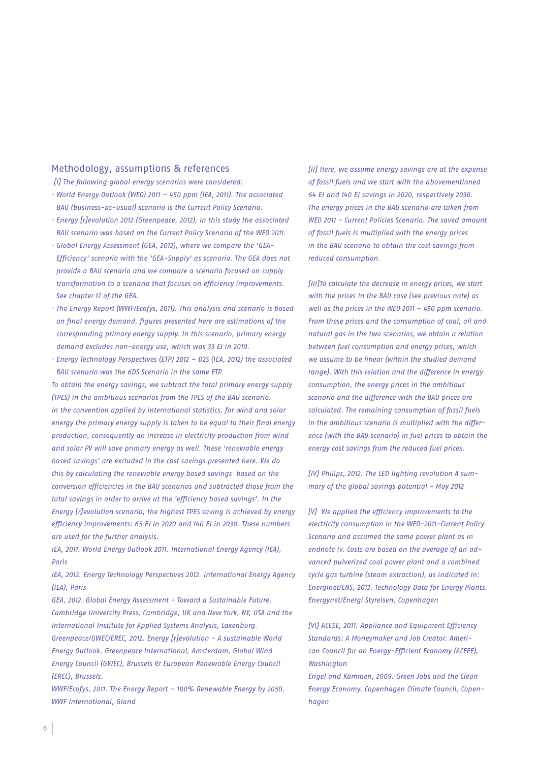## Methodology, assumptions & references

*[I] The following global energy scenarios were considered:*

- *World Energy Outlook (WEO) 2011 – 450 ppm (IEA, 2011). The associated BAU (business-as-usual) scenario is the Current Policy Scenario.*
- *Energy [r]evolution 2012 (Greenpeace, 2012), in this study the associated BAU scenario was based on the Current Policy Scenario of the WEO 2011.*
- *Global Energy Assessment (GEA, 2012), where we compare the 'GEA-Efficiency' scenario with the 'GEA-Supply' as scenario. The GEA does not provide a BAU scenario and we compare a scenario focused on supply transformation to a scenario that focuses on efficiency improvements. See chapter 17 of the GEA.*
- *The Energy Report (WWF/Ecofys, 2011). This analysis and scenario is based on final energy demand, figures presented here are estimations of the corresponding primary energy supply. In this scenario, primary energy demand excludes non-energy use, which was 33 EJ in 2010.*
- *Energy Technology Perspectives (ETP) 2012 – D2S (IEA, 2012) the associated BAU scenario was the 6DS Scenario in the same ETP.*

*To obtain the energy savings, we subtract the total primary energy supply (TPES) in the ambitious scenarios from the TPES of the BAU scenario. In the convention applied by international statistics, for wind and solar energy the primary energy supply is taken to be equal to their final energy production, consequently an increase in electricity production from wind and solar PV will save primary energy as well. These 'renewable energy based savings' are excluded in the cost savings presented here. We do this by calculating the renewable energy based savings based on the conversion efficiencies in the BAU scenarios and subtracted those from the total savings in order to arrive at the 'efficiency based savings'. In the Energy [r]evolution scenario, the highest TPES saving is achieved by energy efficiency improvements: 65 EJ in 2020 and 140 EJ in 2030. These numbers are used for the further analysis.*

*IEA, 2011. World Energy Outlook 2011. International Energy Agency (IEA), Paris*

*IEA, 2012. Energy Technology Perspectives 2012. International Energy Agency (IEA), Paris*

*GEA, 2012. Global Energy Assessment – Toward a Sustainable Future, Cambridge University Press, Cambridge, UK and New York, NY, USA and the International Institute for Applied Systems Analysis, Laxenburg.*

*Greenpeace/GWEC/EREC, 2012. Energy [r]evolution – A sustainable World Energy Outlook. Greenpeace International, Amsterdam, Global Wind Energy Council (GWEC), Brussels & European Renewable Energy Council (EREC), Brussels.*

*WWF/Ecofys, 2011. The Energy Report – 100% Renewable Energy by 2050. WWF International, Gland*

*[II] Here, we assume energy savings are at the expense of fossil fuels and we start with the abovementioned 64 EJ and 140 EJ savings in 2020, respectively 2030. The energy prices in the BAU scenario are taken from WEO 2011 - Current Policies Scenario. The saved amount of fossil fuels is multiplied with the energy prices in the BAU scenario to obtain the cost savings from reduced consumption.*

*[III]To calculate the decrease in energy prices, we start with the prices in the BAU case (see previous note) as well as the prices in the WEO 2011 – 450 ppm scenario. From these prices and the consumption of coal, oil and natural gas in the two scenarios, we obtain a relation between fuel consumption and energy prices, which we assume to be linear (within the studied demand range). With this relation and the difference in energy consumption, the energy prices in the ambitious scenario and the difference with the BAU prices are calculated. The remaining consumption of fossil fuels in the ambitious scenario is multiplied with the difference (with the BAU scenario) in fuel prices to obtain the energy cost savings from the reduced fuel prices.*

*[IV] Philips, 2012. The LED lighting revolution A summary of the global savings potential - May 2012*

*[V] We applied the efficiency improvements to the electricity consumption in the WEO-2011-Current Policy Scenario and assumed the same power plant as in endnote iv. Costs are based on the average of an advanced pulverized coal power plant and a combined cycle gas turbine (steam extraction), as indicated in: Energinet/ENS, 2012. Technology Data for Energy Plants. Energynet/Energi Styrelsen, Copenhagen*

*[VI] ACEEE, 2011. Appliance and Equipment Efficiency Standards: A Moneymaker and Job Creator. American Council for an Energy-Efficient Economy (ACEEE), Washington*

*Engel and Kammen, 2009. Green Jobs and the Clean Energy Economy. Copenhagen Climate Council, Copenhagen*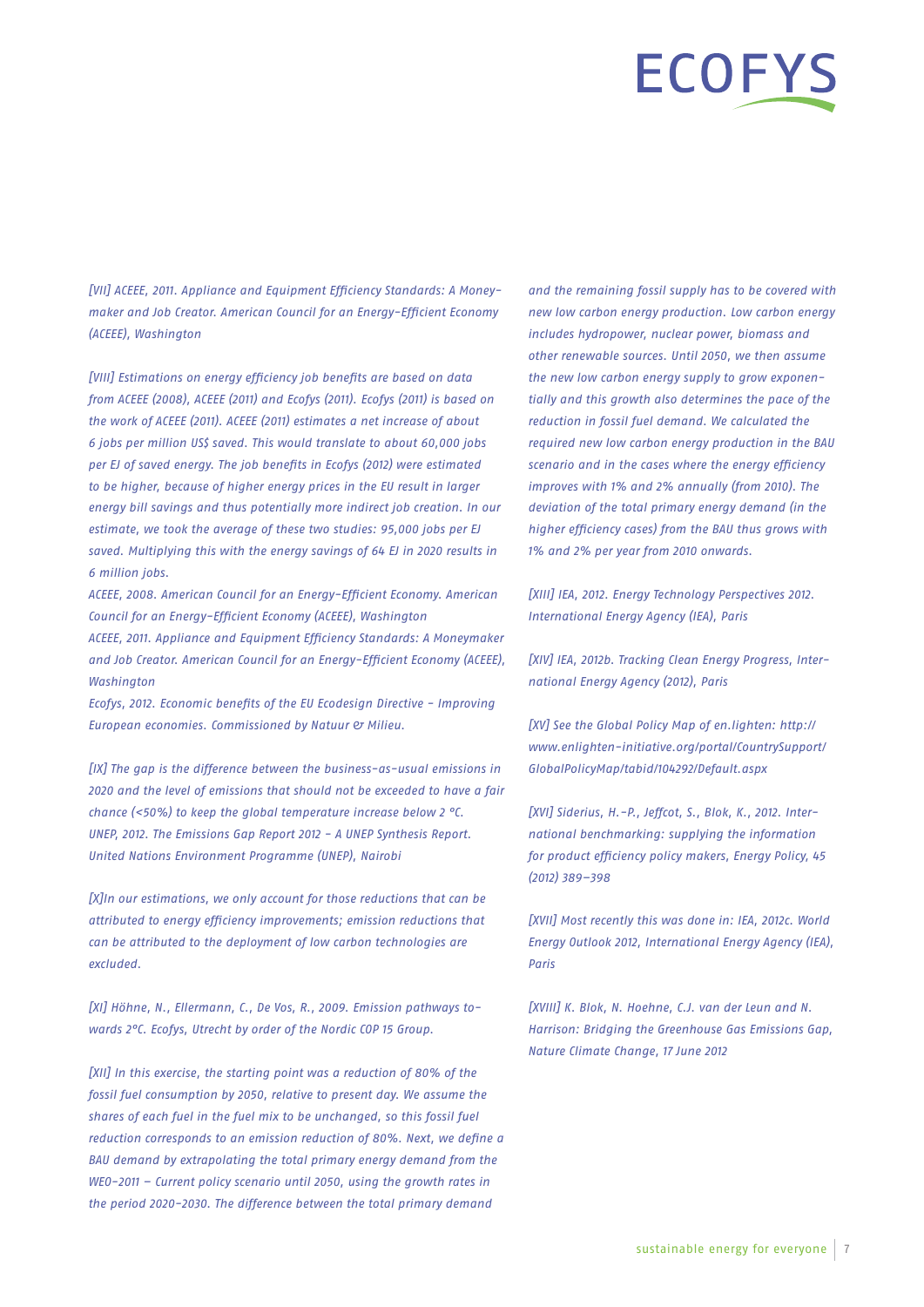*[VII] ACEEE, 2011. Appliance and Equipment Efficiency Standards: A Moneymaker and Job Creator. American Council for an Energy-Efficient Economy (ACEEE), Washington*

*[VIII] Estimations on energy efficiency job benefits are based on data from ACEEE (2008), ACEEE (2011) and Ecofys (2011). Ecofys (2011) is based on the work of ACEEE (2011). ACEEE (2011) estimates a net increase of about 6 jobs per million US$ saved. This would translate to about 60,000 jobs per EJ of saved energy. The job benefits in Ecofys (2012) were estimated to be higher, because of higher energy prices in the EU result in larger energy bill savings and thus potentially more indirect job creation. In our estimate, we took the average of these two studies: 95,000 jobs per EJ saved. Multiplying this with the energy savings of 64 EJ in 2020 results in 6 million jobs.*
*ACEEE, 2008. American Council for an Energy-Efficient Economy. American Council for an Energy-Efficient Economy (ACEEE), Washington*
*ACEEE, 2011. Appliance and Equipment Efficiency Standards: A Moneymaker and Job Creator. American Council for an Energy-Efficient Economy (ACEEE), Washington*
*Ecofys, 2012. Economic benefits of the EU Ecodesign Directive – Improving European economies. Commissioned by Natuur & Milieu.*

*[IX] The gap is the difference between the business-as-usual emissions in 2020 and the level of emissions that should not be exceeded to have a fair chance (<50%) to keep the global temperature increase below 2 °C. UNEP, 2012. The Emissions Gap Report 2012 – A UNEP Synthesis Report. United Nations Environment Programme (UNEP), Nairobi*

*[X]In our estimations, we only account for those reductions that can be attributed to energy efficiency improvements; emission reductions that can be attributed to the deployment of low carbon technologies are excluded.*

*[XI] Höhne, N., Ellermann, C., De Vos, R., 2009. Emission pathways towards 2°C. Ecofys, Utrecht by order of the Nordic COP 15 Group.*

*[XII] In this exercise, the starting point was a reduction of 80% of the fossil fuel consumption by 2050, relative to present day. We assume the shares of each fuel in the fuel mix to be unchanged, so this fossil fuel reduction corresponds to an emission reduction of 80%. Next, we define a BAU demand by extrapolating the total primary energy demand from the WEO-2011 – Current policy scenario until 2050, using the growth rates in the period 2020-2030. The difference between the total primary demand and the remaining fossil supply has to be covered with new low carbon energy production. Low carbon energy includes hydropower, nuclear power, biomass and other renewable sources. Until 2050, we then assume the new low carbon energy supply to grow exponentially and this growth also determines the pace of the reduction in fossil fuel demand. We calculated the required new low carbon energy production in the BAU scenario and in the cases where the energy efficiency improves with 1% and 2% annually (from 2010). The deviation of the total primary energy demand (in the higher efficiency cases) from the BAU thus grows with 1% and 2% per year from 2010 onwards.*

*[XIII] IEA, 2012. Energy Technology Perspectives 2012. International Energy Agency (IEA), Paris*

*[XIV] IEA, 2012b. Tracking Clean Energy Progress, International Energy Agency (2012), Paris*

*[XV] See the Global Policy Map of en.lighten: http://www.enlighten-initiative.org/portal/CountrySupport/GlobalPolicyMap/tabid/104292/Default.aspx*

*[XVI] Siderius, H.-P., Jeffcot, S., Blok, K., 2012. International benchmarking: supplying the information for product efficiency policy makers, Energy Policy, 45 (2012) 389–398*

*[XVII] Most recently this was done in: IEA, 2012c. World Energy Outlook 2012, International Energy Agency (IEA), Paris*

*[XVIII] K. Blok, N. Hoehne, C.J. van der Leun and N. Harrison: Bridging the Greenhouse Gas Emissions Gap, Nature Climate Change, 17 June 2012*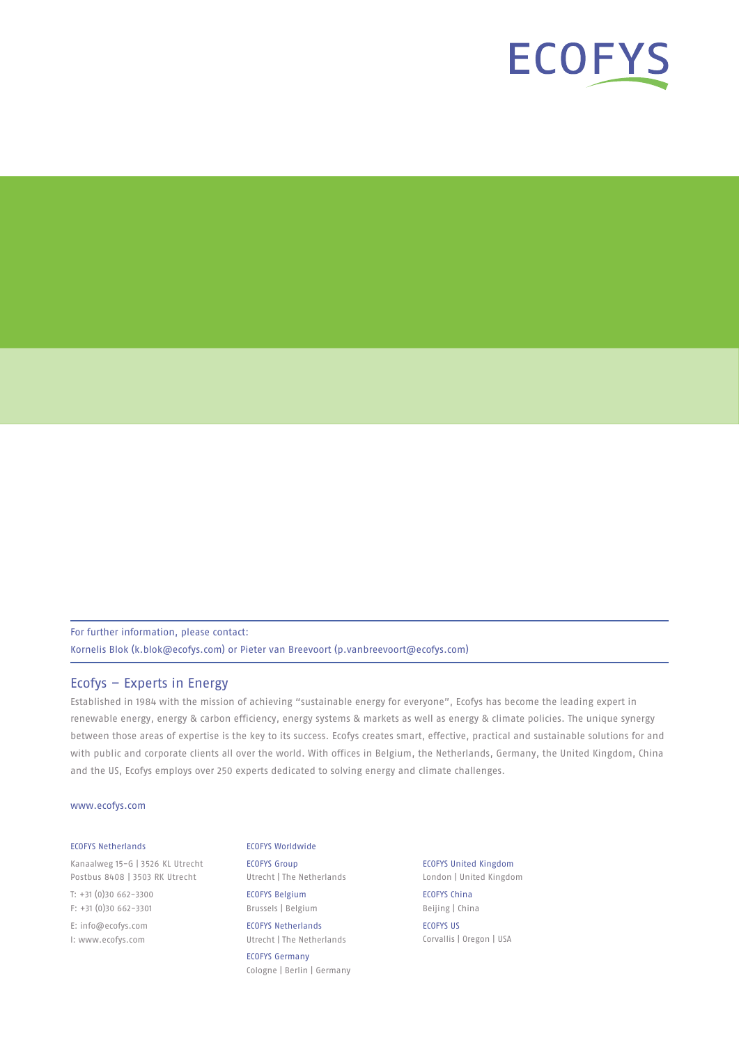ECOFYS

For further information, please contact:
Kornelis Blok (k.blok@ecofys.com) or Pieter van Breevoort (p.vanbreevoort@ecofys.com)

## Ecofys – Experts in Energy

Established in 1984 with the mission of achieving "sustainable energy for everyone", Ecofys has become the leading expert in renewable energy, energy & carbon efficiency, energy systems & markets as well as energy & climate policies. The unique synergy between those areas of expertise is the key to its success. Ecofys creates smart, effective, practical and sustainable solutions for and with public and corporate clients all over the world. With offices in Belgium, the Netherlands, Germany, the United Kingdom, China and the US, Ecofys employs over 250 experts dedicated to solving energy and climate challenges.

www.ecofys.com

ECOFYS Netherlands
Kanaalweg 15-G | 3526 KL Utrecht
Postbus 8408 | 3503 RK Utrecht
T: +31 (0)30 662-3300
F: +31 (0)30 662-3301
E: info@ecofys.com
I: www.ecofys.com

ECOFYS Worldwide

ECOFYS Group
Utrecht | The Netherlands

ECOFYS Belgium
Brussels | Belgium

ECOFYS Netherlands
Utrecht | The Netherlands

ECOFYS Germany
Cologne | Berlin | Germany

ECOFYS United Kingdom
London | United Kingdom

ECOFYS China
Beijing | China

ECOFYS US
Corvallis | Oregon | USA